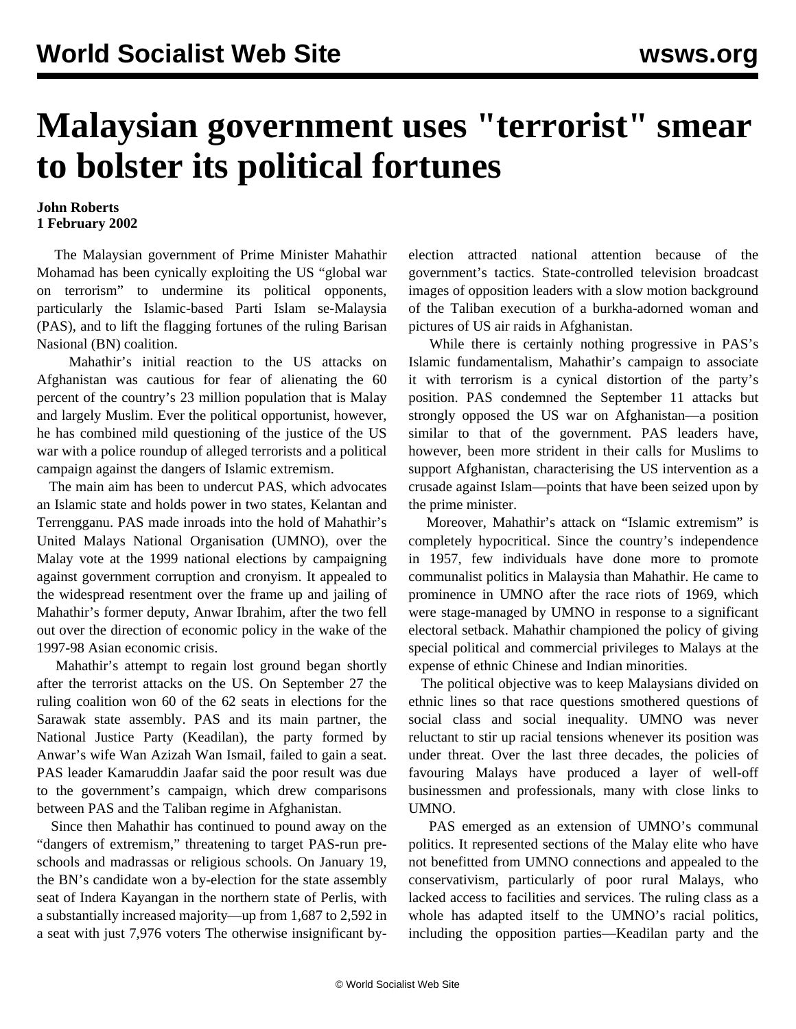# Malaysian government uses "terrorist" smear to bolster its political fortunes

**John Roberts**
**1 February 2002**

The Malaysian government of Prime Minister Mahathir Mohamad has been cynically exploiting the US "global war on terrorism" to undermine its political opponents, particularly the Islamic-based Parti Islam se-Malaysia (PAS), and to lift the flagging fortunes of the ruling Barisan Nasional (BN) coalition.

Mahathir's initial reaction to the US attacks on Afghanistan was cautious for fear of alienating the 60 percent of the country's 23 million population that is Malay and largely Muslim. Ever the political opportunist, however, he has combined mild questioning of the justice of the US war with a police roundup of alleged terrorists and a political campaign against the dangers of Islamic extremism.

The main aim has been to undercut PAS, which advocates an Islamic state and holds power in two states, Kelantan and Terrengganu. PAS made inroads into the hold of Mahathir's United Malays National Organisation (UMNO), over the Malay vote at the 1999 national elections by campaigning against government corruption and cronyism. It appealed to the widespread resentment over the frame up and jailing of Mahathir's former deputy, Anwar Ibrahim, after the two fell out over the direction of economic policy in the wake of the 1997-98 Asian economic crisis.

Mahathir's attempt to regain lost ground began shortly after the terrorist attacks on the US. On September 27 the ruling coalition won 60 of the 62 seats in elections for the Sarawak state assembly. PAS and its main partner, the National Justice Party (Keadilan), the party formed by Anwar's wife Wan Azizah Wan Ismail, failed to gain a seat. PAS leader Kamaruddin Jaafar said the poor result was due to the government's campaign, which drew comparisons between PAS and the Taliban regime in Afghanistan.

Since then Mahathir has continued to pound away on the "dangers of extremism," threatening to target PAS-run pre-schools and madrassas or religious schools. On January 19, the BN's candidate won a by-election for the state assembly seat of Indera Kayangan in the northern state of Perlis, with a substantially increased majority—up from 1,687 to 2,592 in a seat with just 7,976 voters The otherwise insignificant by-election attracted national attention because of the government's tactics. State-controlled television broadcast images of opposition leaders with a slow motion background of the Taliban execution of a burkha-adorned woman and pictures of US air raids in Afghanistan.

While there is certainly nothing progressive in PAS's Islamic fundamentalism, Mahathir's campaign to associate it with terrorism is a cynical distortion of the party's position. PAS condemned the September 11 attacks but strongly opposed the US war on Afghanistan—a position similar to that of the government. PAS leaders have, however, been more strident in their calls for Muslims to support Afghanistan, characterising the US intervention as a crusade against Islam—points that have been seized upon by the prime minister.

Moreover, Mahathir's attack on "Islamic extremism" is completely hypocritical. Since the country's independence in 1957, few individuals have done more to promote communalist politics in Malaysia than Mahathir. He came to prominence in UMNO after the race riots of 1969, which were stage-managed by UMNO in response to a significant electoral setback. Mahathir championed the policy of giving special political and commercial privileges to Malays at the expense of ethnic Chinese and Indian minorities.

The political objective was to keep Malaysians divided on ethnic lines so that race questions smothered questions of social class and social inequality. UMNO was never reluctant to stir up racial tensions whenever its position was under threat. Over the last three decades, the policies of favouring Malays have produced a layer of well-off businessmen and professionals, many with close links to UMNO.

PAS emerged as an extension of UMNO's communal politics. It represented sections of the Malay elite who have not benefitted from UMNO connections and appealed to the conservativism, particularly of poor rural Malays, who lacked access to facilities and services. The ruling class as a whole has adapted itself to the UMNO's racial politics, including the opposition parties—Keadilan party and the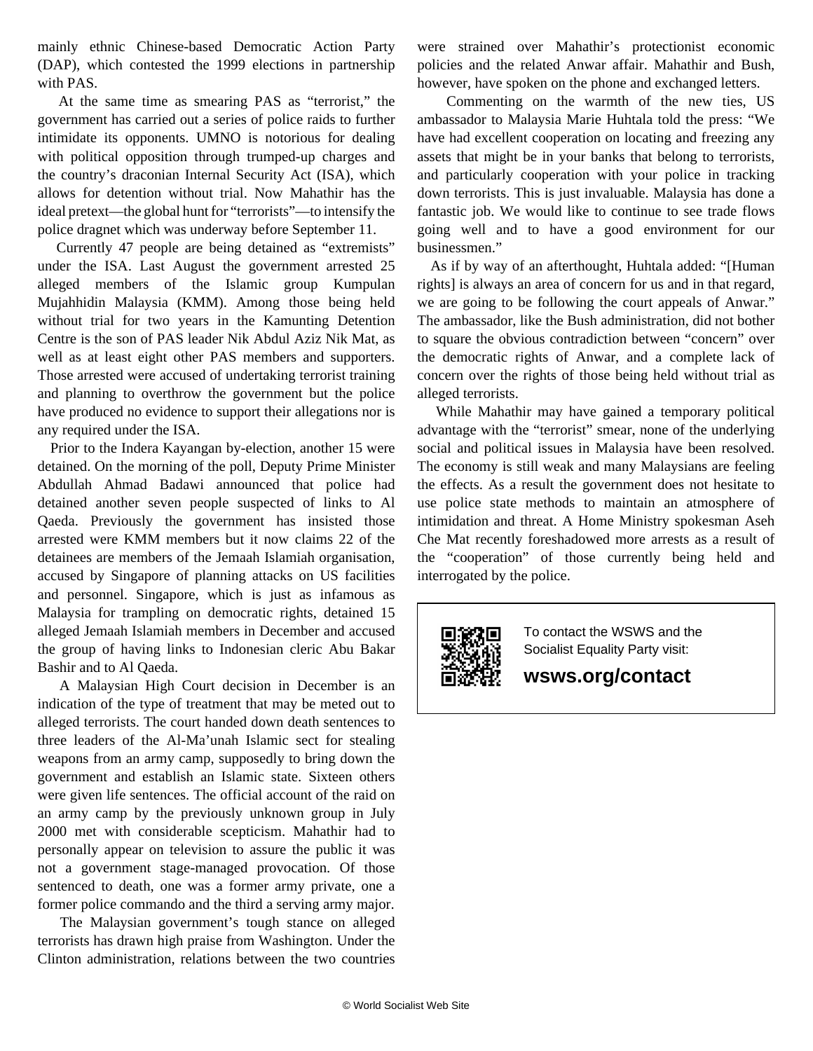mainly ethnic Chinese-based Democratic Action Party (DAP), which contested the 1999 elections in partnership with PAS.

At the same time as smearing PAS as "terrorist," the government has carried out a series of police raids to further intimidate its opponents. UMNO is notorious for dealing with political opposition through trumped-up charges and the country's draconian Internal Security Act (ISA), which allows for detention without trial. Now Mahathir has the ideal pretext—the global hunt for "terrorists"—to intensify the police dragnet which was underway before September 11.

Currently 47 people are being detained as "extremists" under the ISA. Last August the government arrested 25 alleged members of the Islamic group Kumpulan Mujahhidin Malaysia (KMM). Among those being held without trial for two years in the Kamunting Detention Centre is the son of PAS leader Nik Abdul Aziz Nik Mat, as well as at least eight other PAS members and supporters. Those arrested were accused of undertaking terrorist training and planning to overthrow the government but the police have produced no evidence to support their allegations nor is any required under the ISA.

Prior to the Indera Kayangan by-election, another 15 were detained. On the morning of the poll, Deputy Prime Minister Abdullah Ahmad Badawi announced that police had detained another seven people suspected of links to Al Qaeda. Previously the government has insisted those arrested were KMM members but it now claims 22 of the detainees are members of the Jemaah Islamiah organisation, accused by Singapore of planning attacks on US facilities and personnel. Singapore, which is just as infamous as Malaysia for trampling on democratic rights, detained 15 alleged Jemaah Islamiah members in December and accused the group of having links to Indonesian cleric Abu Bakar Bashir and to Al Qaeda.

A Malaysian High Court decision in December is an indication of the type of treatment that may be meted out to alleged terrorists. The court handed down death sentences to three leaders of the Al-Ma'unah Islamic sect for stealing weapons from an army camp, supposedly to bring down the government and establish an Islamic state. Sixteen others were given life sentences. The official account of the raid on an army camp by the previously unknown group in July 2000 met with considerable scepticism. Mahathir had to personally appear on television to assure the public it was not a government stage-managed provocation. Of those sentenced to death, one was a former army private, one a former police commando and the third a serving army major.

The Malaysian government's tough stance on alleged terrorists has drawn high praise from Washington. Under the Clinton administration, relations between the two countries were strained over Mahathir's protectionist economic policies and the related Anwar affair. Mahathir and Bush, however, have spoken on the phone and exchanged letters.

Commenting on the warmth of the new ties, US ambassador to Malaysia Marie Huhtala told the press: "We have had excellent cooperation on locating and freezing any assets that might be in your banks that belong to terrorists, and particularly cooperation with your police in tracking down terrorists. This is just invaluable. Malaysia has done a fantastic job. We would like to continue to see trade flows going well and to have a good environment for our businessmen."

As if by way of an afterthought, Huhtala added: "[Human rights] is always an area of concern for us and in that regard, we are going to be following the court appeals of Anwar." The ambassador, like the Bush administration, did not bother to square the obvious contradiction between "concern" over the democratic rights of Anwar, and a complete lack of concern over the rights of those being held without trial as alleged terrorists.

While Mahathir may have gained a temporary political advantage with the "terrorist" smear, none of the underlying social and political issues in Malaysia have been resolved. The economy is still weak and many Malaysians are feeling the effects. As a result the government does not hesitate to use police state methods to maintain an atmosphere of intimidation and threat. A Home Ministry spokesman Aseh Che Mat recently foreshadowed more arrests as a result of the "cooperation" of those currently being held and interrogated by the police.

To contact the WSWS and the Socialist Equality Party visit:

**wsws.org/contact**